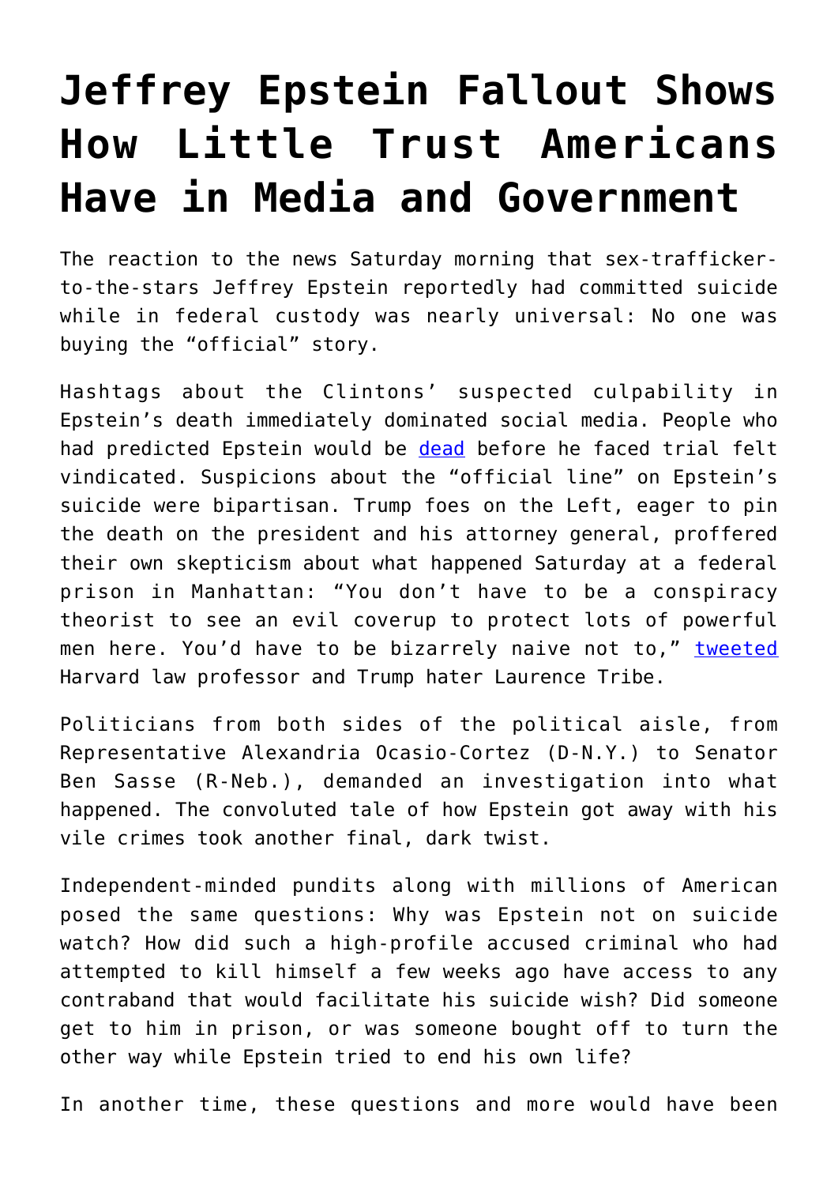# Jeffrey Epstein Fallout Shows How Little Trust Americans Have in Media and Government

The reaction to the news Saturday morning that sex-trafficker-to-the-stars Jeffrey Epstein reportedly had committed suicide while in federal custody was nearly universal: No one was buying the "official" story.

Hashtags about the Clintons' suspected culpability in Epstein's death immediately dominated social media. People who had predicted Epstein would be dead before he faced trial felt vindicated. Suspicions about the "official line" on Epstein's suicide were bipartisan. Trump foes on the Left, eager to pin the death on the president and his attorney general, proffered their own skepticism about what happened Saturday at a federal prison in Manhattan: "You don't have to be a conspiracy theorist to see an evil coverup to protect lots of powerful men here. You'd have to be bizarrely naive not to," tweeted Harvard law professor and Trump hater Laurence Tribe.

Politicians from both sides of the political aisle, from Representative Alexandria Ocasio-Cortez (D-N.Y.) to Senator Ben Sasse (R-Neb.), demanded an investigation into what happened. The convoluted tale of how Epstein got away with his vile crimes took another final, dark twist.

Independent-minded pundits along with millions of American posed the same questions: Why was Epstein not on suicide watch? How did such a high-profile accused criminal who had attempted to kill himself a few weeks ago have access to any contraband that would facilitate his suicide wish? Did someone get to him in prison, or was someone bought off to turn the other way while Epstein tried to end his own life?

In another time, these questions and more would have been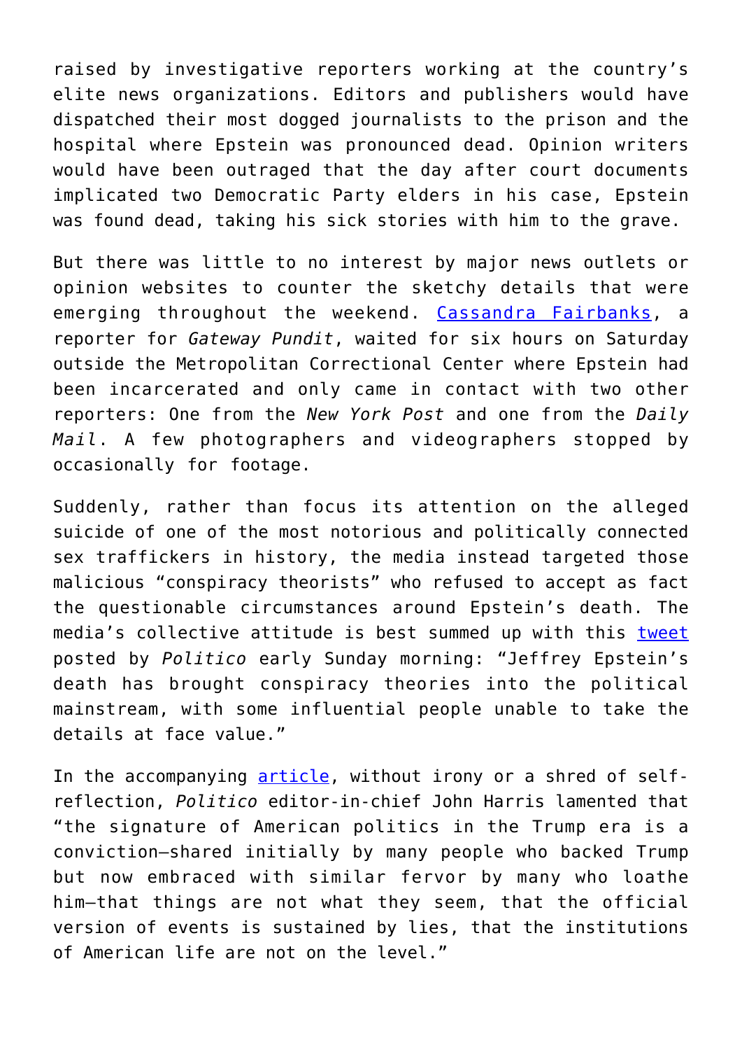raised by investigative reporters working at the country's elite news organizations. Editors and publishers would have dispatched their most dogged journalists to the prison and the hospital where Epstein was pronounced dead. Opinion writers would have been outraged that the day after court documents implicated two Democratic Party elders in his case, Epstein was found dead, taking his sick stories with him to the grave.

But there was little to no interest by major news outlets or opinion websites to counter the sketchy details that were emerging throughout the weekend. [Cassandra Fairbanks](), a reporter for *Gateway Pundit*, waited for six hours on Saturday outside the Metropolitan Correctional Center where Epstein had been incarcerated and only came in contact with two other reporters: One from the *New York Post* and one from the *Daily Mail*. A few photographers and videographers stopped by occasionally for footage.

Suddenly, rather than focus its attention on the alleged suicide of one of the most notorious and politically connected sex traffickers in history, the media instead targeted those malicious "conspiracy theorists" who refused to accept as fact the questionable circumstances around Epstein's death. The media's collective attitude is best summed up with this [tweet]() posted by *Politico* early Sunday morning: "Jeffrey Epstein's death has brought conspiracy theories into the political mainstream, with some influential people unable to take the details at face value."

In the accompanying [article](), without irony or a shred of self-reflection, *Politico* editor-in-chief John Harris lamented that "the signature of American politics in the Trump era is a conviction—shared initially by many people who backed Trump but now embraced with similar fervor by many who loathe him—that things are not what they seem, that the official version of events is sustained by lies, that the institutions of American life are not on the level."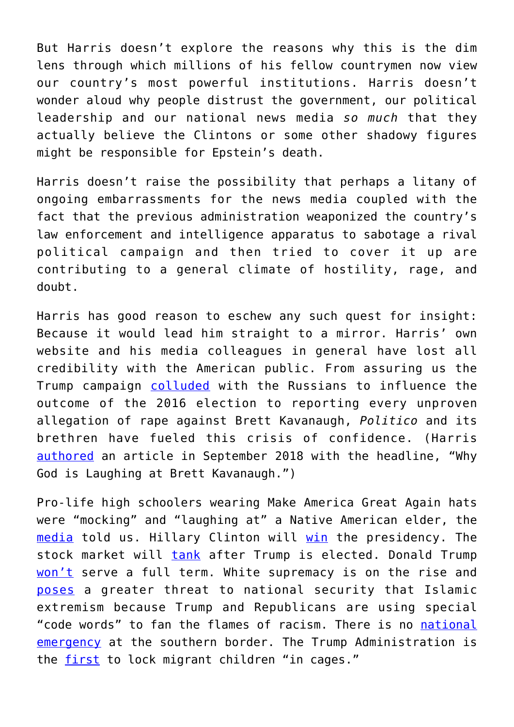But Harris doesn't explore the reasons why this is the dim lens through which millions of his fellow countrymen now view our country's most powerful institutions. Harris doesn't wonder aloud why people distrust the government, our political leadership and our national news media *so much* that they actually believe the Clintons or some other shadowy figures might be responsible for Epstein's death.

Harris doesn't raise the possibility that perhaps a litany of ongoing embarrassments for the news media coupled with the fact that the previous administration weaponized the country's law enforcement and intelligence apparatus to sabotage a rival political campaign and then tried to cover it up are contributing to a general climate of hostility, rage, and doubt.

Harris has good reason to eschew any such quest for insight: Because it would lead him straight to a mirror. Harris' own website and his media colleagues in general have lost all credibility with the American public. From assuring us the Trump campaign colluded with the Russians to influence the outcome of the 2016 election to reporting every unproven allegation of rape against Brett Kavanaugh, *Politico* and its brethren have fueled this crisis of confidence. (Harris authored an article in September 2018 with the headline, "Why God is Laughing at Brett Kavanaugh.")

Pro-life high schoolers wearing Make America Great Again hats were "mocking" and "laughing at" a Native American elder, the media told us. Hillary Clinton will win the presidency. The stock market will tank after Trump is elected. Donald Trump won't serve a full term. White supremacy is on the rise and poses a greater threat to national security that Islamic extremism because Trump and Republicans are using special "code words" to fan the flames of racism. There is no national emergency at the southern border. The Trump Administration is the first to lock migrant children "in cages."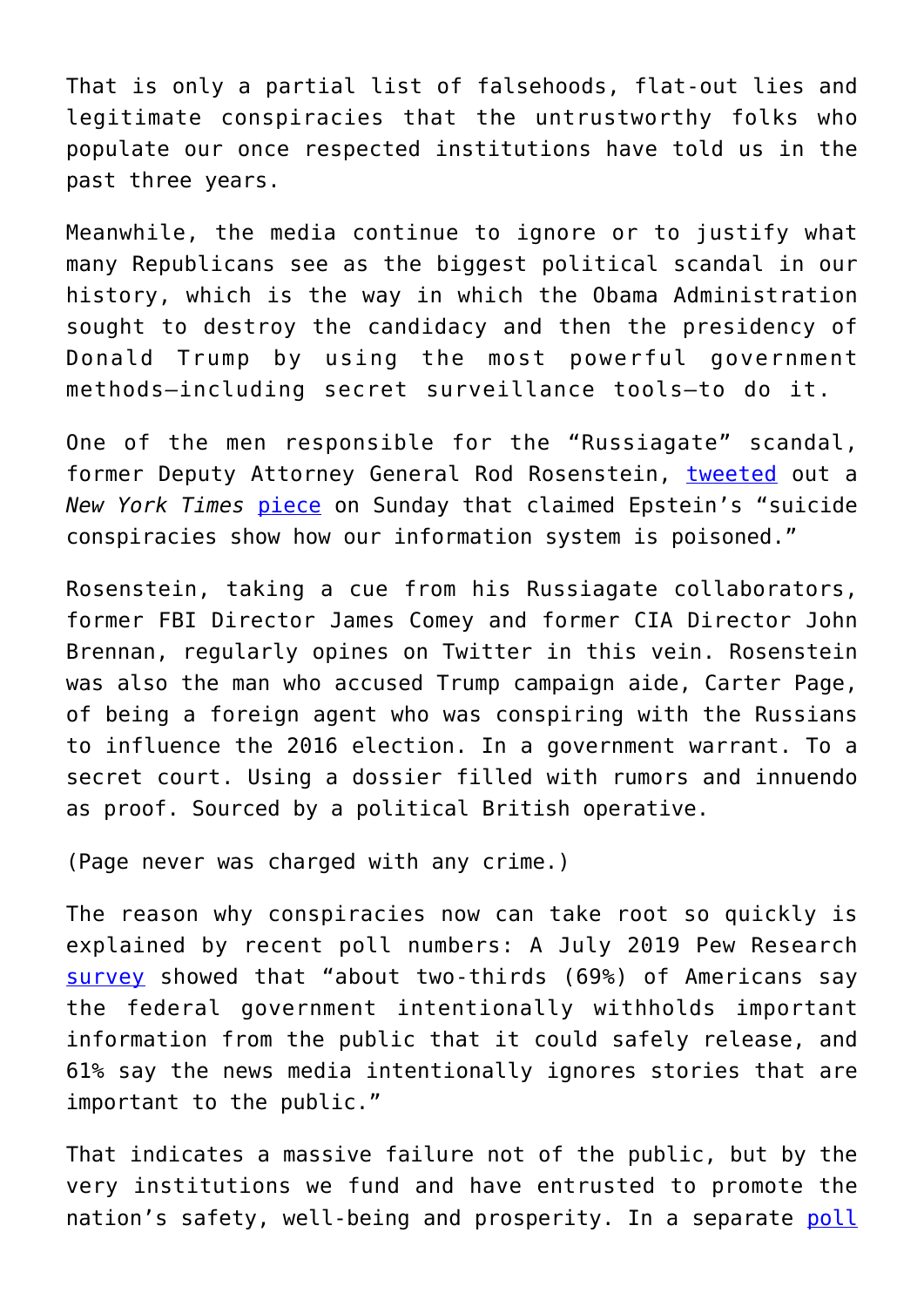That is only a partial list of falsehoods, flat-out lies and legitimate conspiracies that the untrustworthy folks who populate our once respected institutions have told us in the past three years.

Meanwhile, the media continue to ignore or to justify what many Republicans see as the biggest political scandal in our history, which is the way in which the Obama Administration sought to destroy the candidacy and then the presidency of Donald Trump by using the most powerful government methods—including secret surveillance tools—to do it.

One of the men responsible for the "Russiagate" scandal, former Deputy Attorney General Rod Rosenstein, tweeted out a *New York Times* piece on Sunday that claimed Epstein's "suicide conspiracies show how our information system is poisoned."

Rosenstein, taking a cue from his Russiagate collaborators, former FBI Director James Comey and former CIA Director John Brennan, regularly opines on Twitter in this vein. Rosenstein was also the man who accused Trump campaign aide, Carter Page, of being a foreign agent who was conspiring with the Russians to influence the 2016 election. In a government warrant. To a secret court. Using a dossier filled with rumors and innuendo as proof. Sourced by a political British operative.

(Page never was charged with any crime.)

The reason why conspiracies now can take root so quickly is explained by recent poll numbers: A July 2019 Pew Research survey showed that "about two-thirds (69%) of Americans say the federal government intentionally withholds important information from the public that it could safely release, and 61% say the news media intentionally ignores stories that are important to the public."

That indicates a massive failure not of the public, but by the very institutions we fund and have entrusted to promote the nation's safety, well-being and prosperity. In a separate poll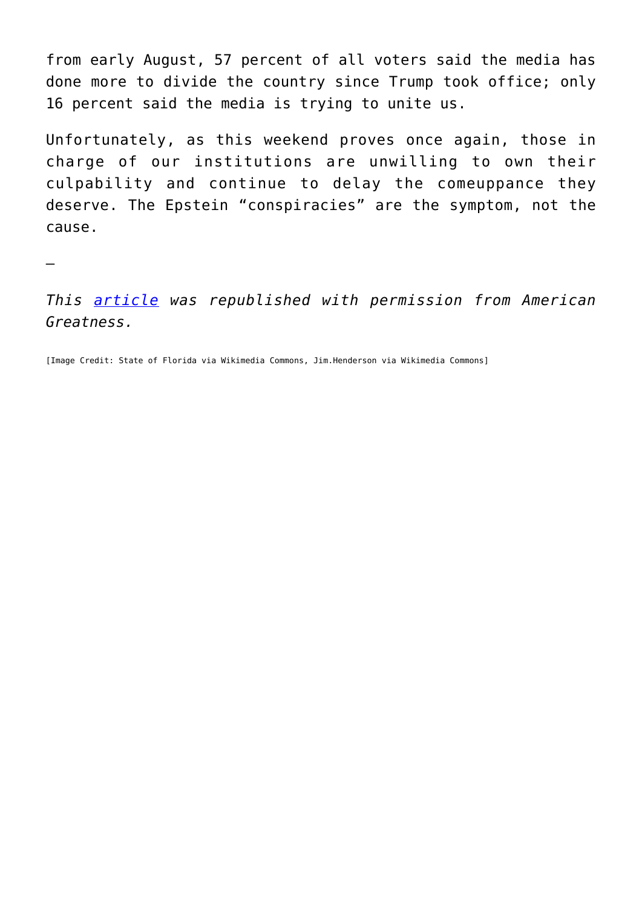from early August, 57 percent of all voters said the media has done more to divide the country since Trump took office; only 16 percent said the media is trying to unite us.

Unfortunately, as this weekend proves once again, those in charge of our institutions are unwilling to own their culpability and continue to delay the comeuppance they deserve. The Epstein “conspiracies” are the symptom, not the cause.

—

*This article was republished with permission from American Greatness.*

[Image Credit: State of Florida via Wikimedia Commons, Jim.Henderson via Wikimedia Commons]